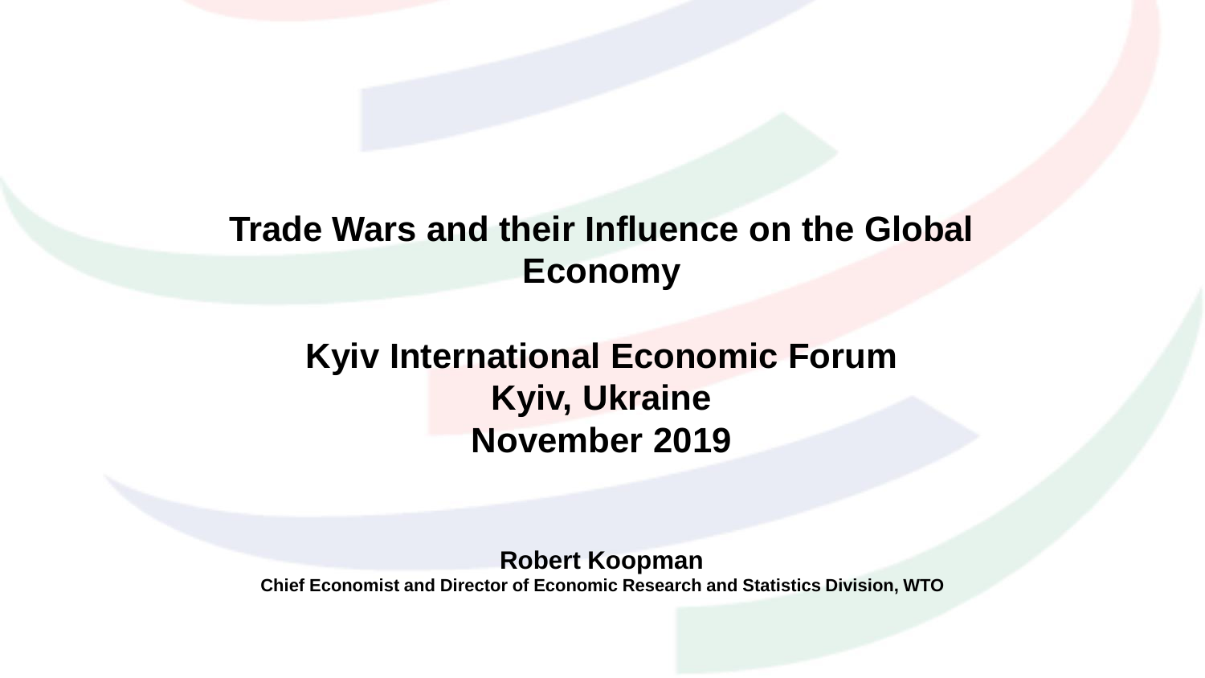# Trade Wars and their Influence on the Global Economy

## Kyiv International Economic Forum
## Kyiv, Ukraine
## November 2019

**Robert Koopman**

**Chief Economist and Director of Economic Research and Statistics Division, WTO**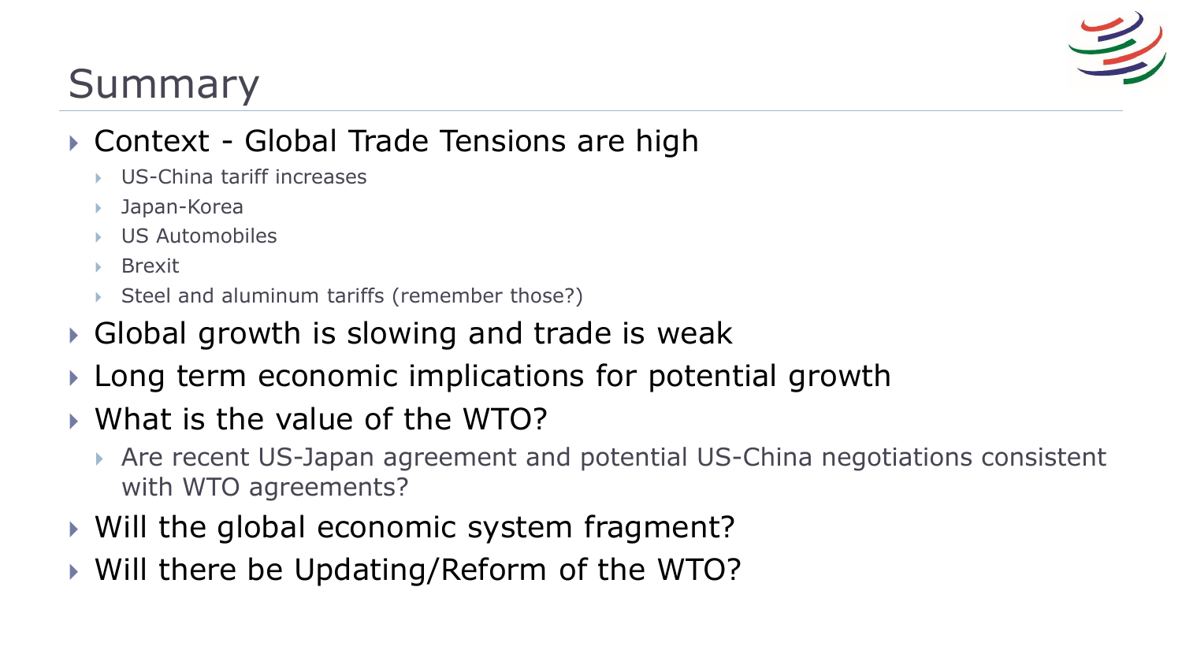# Summary

- Context - Global Trade Tensions are high
  - US-China tariff increases
  - Japan-Korea
  - US Automobiles
  - Brexit
  - Steel and aluminum tariffs (remember those?)
- Global growth is slowing and trade is weak
- Long term economic implications for potential growth
- What is the value of the WTO?
  - Are recent US-Japan agreement and potential US-China negotiations consistent with WTO agreements?
- Will the global economic system fragment?
- Will there be Updating/Reform of the WTO?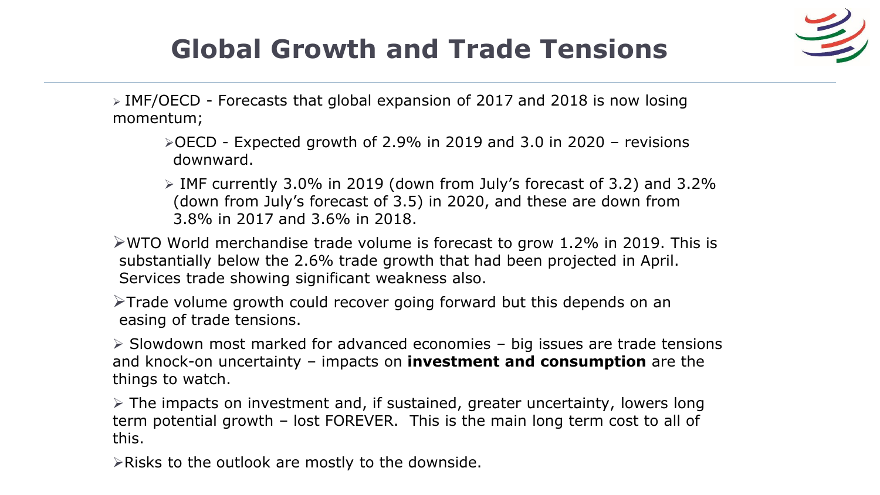# Global Growth and Trade Tensions

- IMF/OECD - Forecasts that global expansion of 2017 and 2018 is now losing momentum;
  - OECD - Expected growth of 2.9% in 2019 and 3.0 in 2020 – revisions downward.
  - IMF currently 3.0% in 2019 (down from July's forecast of 3.2) and 3.2% (down from July's forecast of 3.5) in 2020, and these are down from 3.8% in 2017 and 3.6% in 2018.
- WTO World merchandise trade volume is forecast to grow 1.2% in 2019. This is substantially below the 2.6% trade growth that had been projected in April. Services trade showing significant weakness also.
- Trade volume growth could recover going forward but this depends on an easing of trade tensions.
- Slowdown most marked for advanced economies – big issues are trade tensions and knock-on uncertainty – impacts on **investment and consumption** are the things to watch.
- The impacts on investment and, if sustained, greater uncertainty, lowers long term potential growth – lost FOREVER. This is the main long term cost to all of this.
- Risks to the outlook are mostly to the downside.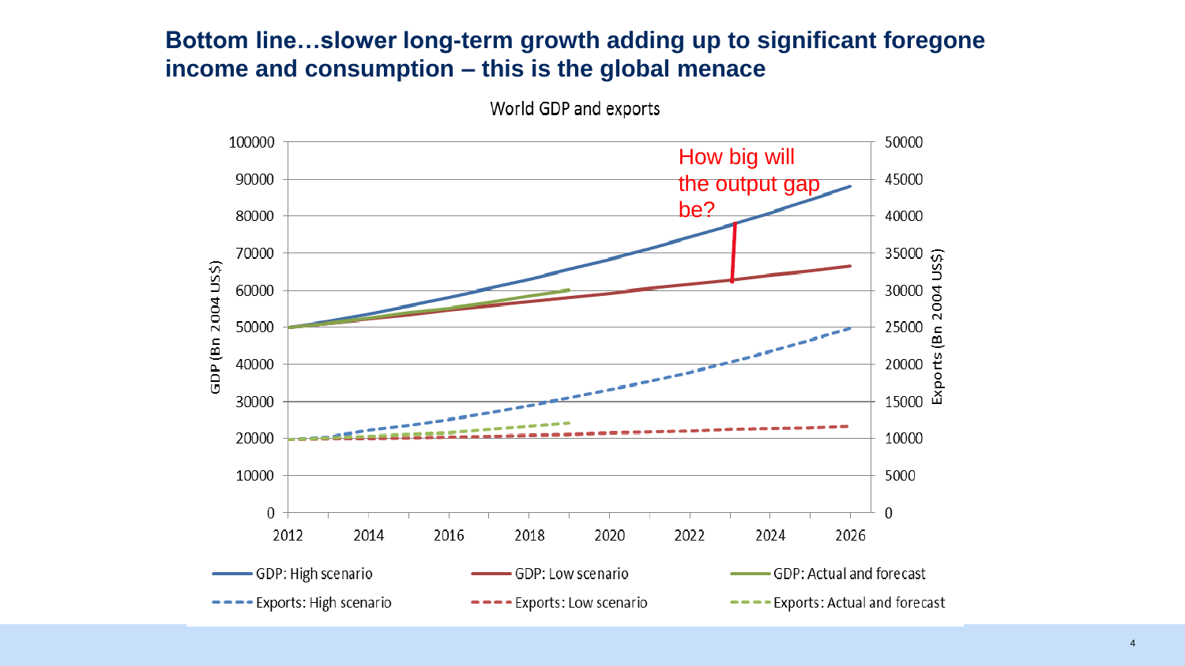## Bottom line…slower long-term growth adding up to significant foregone income and consumption – this is the global menace

World GDP and exports

How big will the output gap be?

GDP (Bn 2004 US$)

Exports (Bn 2004 US$)

- GDP: High scenario
- GDP: Low scenario
- GDP: Actual and forecast
- Exports: High scenario
- Exports: Low scenario
- Exports: Actual and forecast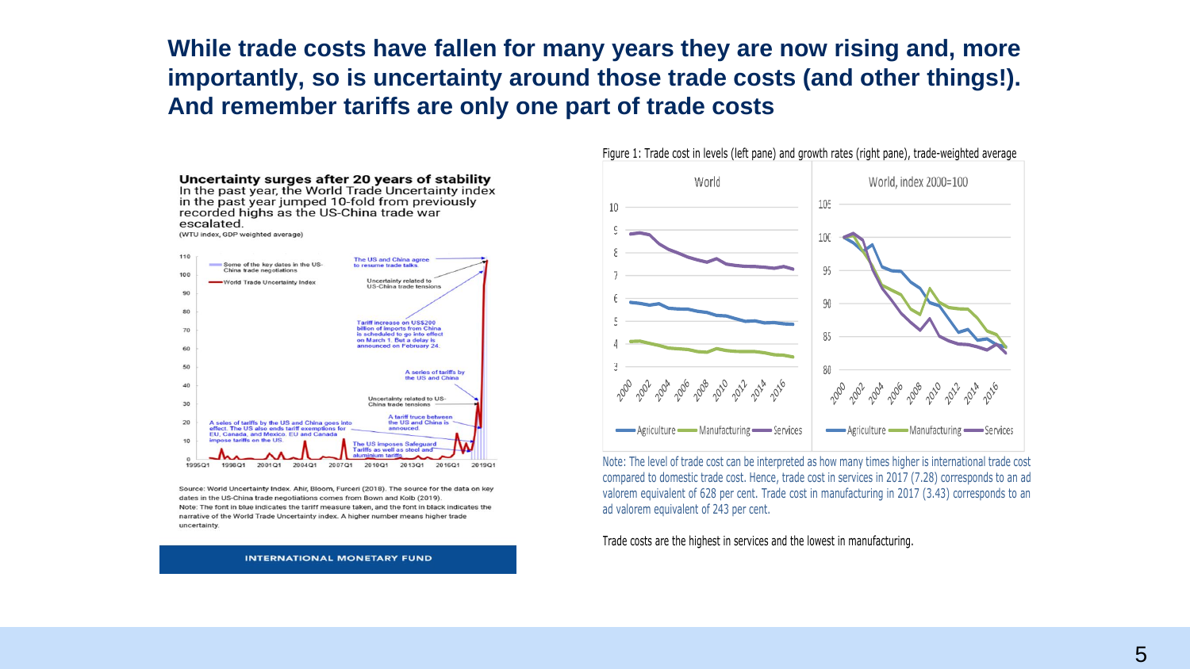## While trade costs have fallen for many years they are now rising and, more importantly, so is uncertainty around those trade costs (and other things!). And remember tariffs are only one part of trade costs

**Uncertainty surges after 20 years of stability**
In the past year, the World Trade Uncertainty index in the past year jumped 10-fold from previously recorded highs as the US-China trade war escalated.
(WTU index, GDP weighted average)

Source: World Uncertainty Index. Ahir, Bloom, Furceri (2018). The source for the data on key dates in the US-China trade negotiations comes from Bown and Kolb (2019).
Note: The font in blue indicates the tariff measure taken, and the font in black indicates the narrative of the World Trade Uncertainty index. A higher number means higher trade uncertainty.

INTERNATIONAL MONETARY FUND

Figure 1: Trade cost in levels (left pane) and growth rates (right pane), trade-weighted average

Note: The level of trade cost can be interpreted as how many times higher is international trade cost compared to domestic trade cost. Hence, trade cost in services in 2017 (7.28) corresponds to an ad valorem equivalent of 628 per cent. Trade cost in manufacturing in 2017 (3.43) corresponds to an ad valorem equivalent of 243 per cent.

Trade costs are the highest in services and the lowest in manufacturing.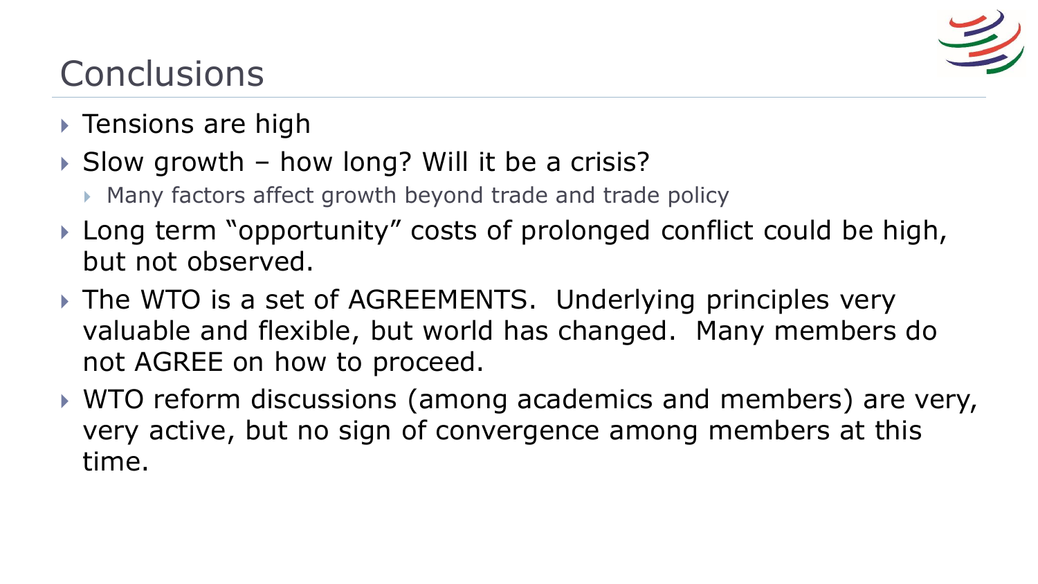# Conclusions

- Tensions are high
- Slow growth – how long? Will it be a crisis?
  - Many factors affect growth beyond trade and trade policy
- Long term "opportunity" costs of prolonged conflict could be high, but not observed.
- The WTO is a set of AGREEMENTS. Underlying principles very valuable and flexible, but world has changed. Many members do not AGREE on how to proceed.
- WTO reform discussions (among academics and members) are very, very active, but no sign of convergence among members at this time.